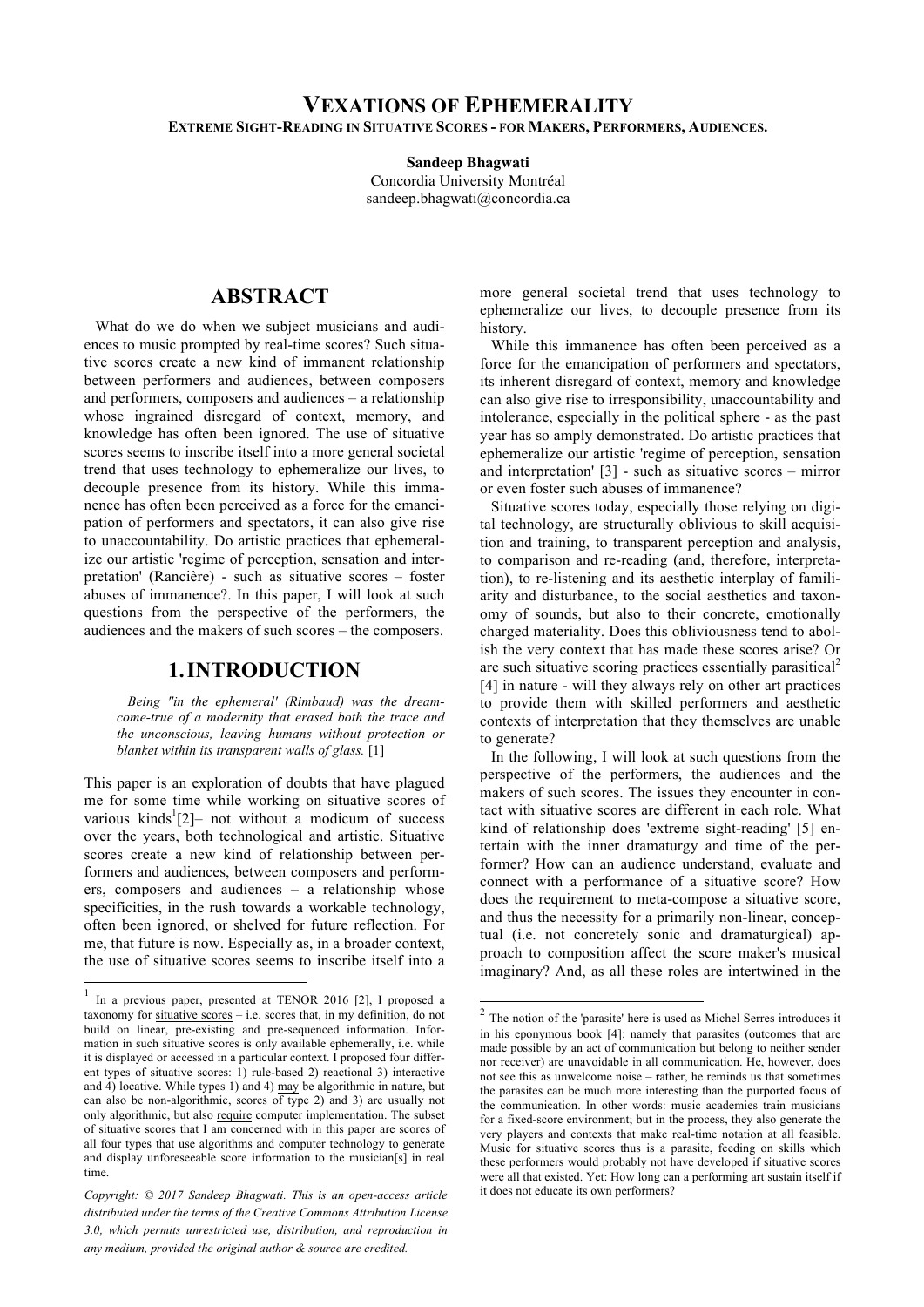# VEXATIONS OF EPHEMERALITY

## EXTREME SIGHT-READING IN SITUATIVE SCORES - FOR MAKERS, PERFORMERS, AUDIENCES.

**Sandeep Bhagwati**
Concordia University Montréal
sandeep.bhagwati@concordia.ca

## ABSTRACT

What do we do when we subject musicians and audiences to music prompted by real-time scores? Such situative scores create a new kind of immanent relationship between performers and audiences, between composers and performers, composers and audiences – a relationship whose ingrained disregard of context, memory, and knowledge has often been ignored. The use of situative scores seems to inscribe itself into a more general societal trend that uses technology to ephemeralize our lives, to decouple presence from its history. While this immanence has often been perceived as a force for the emancipation of performers and spectators, it can also give rise to unaccountability. Do artistic practices that ephemeralize our artistic 'regime of perception, sensation and interpretation' (Rancière) - such as situative scores – foster abuses of immanence?. In this paper, I will look at such questions from the perspective of the performers, the audiences and the makers of such scores – the composers.

## 1. INTRODUCTION

*Being "in the ephemeral' (Rimbaud) was the dream-come-true of a modernity that erased both the trace and the unconscious, leaving humans without protection or blanket within its transparent walls of glass.* [1]

This paper is an exploration of doubts that have plagued me for some time while working on situative scores of various kinds[1][2]– not without a modicum of success over the years, both technological and artistic. Situative scores create a new kind of relationship between performers and audiences, between composers and performers, composers and audiences – a relationship whose specificities, in the rush towards a workable technology, often been ignored, or shelved for future reflection. For me, that future is now. Especially as, in a broader context, the use of situative scores seems to inscribe itself into a more general societal trend that uses technology to ephemeralize our lives, to decouple presence from its history.

While this immanence has often been perceived as a force for the emancipation of performers and spectators, its inherent disregard of context, memory and knowledge can also give rise to irresponsibility, unaccountability and intolerance, especially in the political sphere - as the past year has so amply demonstrated. Do artistic practices that ephemeralize our artistic 'regime of perception, sensation and interpretation' [3] - such as situative scores – mirror or even foster such abuses of immanence?

Situative scores today, especially those relying on digital technology, are structurally oblivious to skill acquisition and training, to transparent perception and analysis, to comparison and re-reading (and, therefore, interpretation), to re-listening and its aesthetic interplay of familiarity and disturbance, to the social aesthetics and taxonomy of sounds, but also to their concrete, emotionally charged materiality. Does this obliviousness tend to abolish the very context that has made these scores arise? Or are such situative scoring practices essentially parasitical[2] [4] in nature - will they always rely on other art practices to provide them with skilled performers and aesthetic contexts of interpretation that they themselves are unable to generate?

In the following, I will look at such questions from the perspective of the performers, the audiences and the makers of such scores. The issues they encounter in contact with situative scores are different in each role. What kind of relationship does 'extreme sight-reading' [5] entertain with the inner dramaturgy and time of the performer? How can an audience understand, evaluate and connect with a performance of a situative score? How does the requirement to meta-compose a situative score, and thus the necessity for a primarily non-linear, conceptual (i.e. not concretely sonic and dramaturgical) approach to composition affect the score maker's musical imaginary? And, as all these roles are intertwined in the

---

[1] In a previous paper, presented at TENOR 2016 [2], I proposed a taxonomy for situative scores – i.e. scores that, in my definition, do not build on linear, pre-existing and pre-sequenced information. Information in such situative scores is only available ephemerally, i.e. while it is displayed or accessed in a particular context. I proposed four different types of situative scores: 1) rule-based 2) reactional 3) interactive and 4) locative. While types 1) and 4) may be algorithmic in nature, but can also be non-algorithmic, scores of type 2) and 3) are usually not only algorithmic, but also require computer implementation. The subset of situative scores that I am concerned with in this paper are scores of all four types that use algorithms and computer technology to generate and display unforeseeable score information to the musician[s] in real time.

[2] The notion of the 'parasite' here is used as Michel Serres introduces it in his eponymous book [4]: namely that parasites (outcomes that are made possible by an act of communication but belong to neither sender nor receiver) are unavoidable in all communication. He, however, does not see this as unwelcome noise – rather, he reminds us that sometimes the parasites can be much more interesting than the purported focus of the communication. In other words: music academies train musicians for a fixed-score environment; but in the process, they also generate the very players and contexts that make real-time notation at all feasible. Music for situative scores thus is a parasite, feeding on skills which these performers would probably not have developed if situative scores were all that existed. Yet: How long can a performing art sustain itself if it does not educate its own performers?

*Copyright: © 2017 Sandeep Bhagwati. This is an open-access article distributed under the terms of the Creative Commons Attribution License 3.0, which permits unrestricted use, distribution, and reproduction in any medium, provided the original author & source are credited.*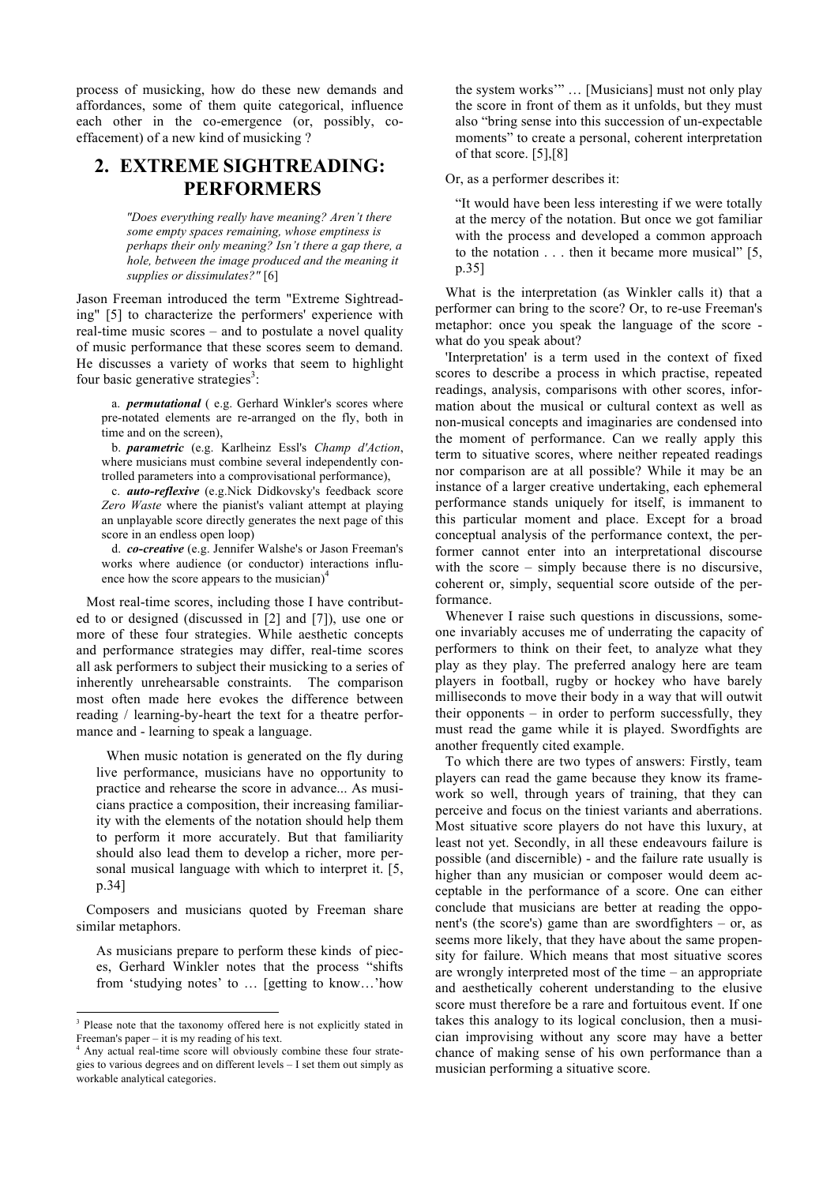process of musicking, how do these new demands and affordances, some of them quite categorical, influence each other in the co-emergence (or, possibly, co-effacement) of a new kind of musicking ?

## 2. EXTREME SIGHTREADING: PERFORMERS

> *"Does everything really have meaning? Aren't there some empty spaces remaining, whose emptiness is perhaps their only meaning? Isn't there a gap there, a hole, between the image produced and the meaning it supplies or dissimulates?"* [6]

Jason Freeman introduced the term "Extreme Sightreading" [5] to characterize the performers' experience with real-time music scores – and to postulate a novel quality of music performance that these scores seem to demand. He discusses a variety of works that seem to highlight four basic generative strategies[3]:

a. ***permutational*** ( e.g. Gerhard Winkler's scores where pre-notated elements are re-arranged on the fly, both in time and on the screen),

b. ***parametric*** (e.g. Karlheinz Essl's *Champ d'Action*, where musicians must combine several independently controlled parameters into a comprovisational performance),

c. ***auto-reflexive*** (e.g.Nick Didkovsky's feedback score *Zero Waste* where the pianist's valiant attempt at playing an unplayable score directly generates the next page of this score in an endless open loop)

d. ***co-creative*** (e.g. Jennifer Walshe's or Jason Freeman's works where audience (or conductor) interactions influence how the score appears to the musician)[4]

Most real-time scores, including those I have contributed to or designed (discussed in [2] and [7]), use one or more of these four strategies. While aesthetic concepts and performance strategies may differ, real-time scores all ask performers to subject their musicking to a series of inherently unrehearsable constraints. The comparison most often made here evokes the difference between reading / learning-by-heart the text for a theatre performance and - learning to speak a language.

> When music notation is generated on the fly during live performance, musicians have no opportunity to practice and rehearse the score in advance... As musicians practice a composition, their increasing familiarity with the elements of the notation should help them to perform it more accurately. But that familiarity should also lead them to develop a richer, more personal musical language with which to interpret it. [5, p.34]

Composers and musicians quoted by Freeman share similar metaphors.

> As musicians prepare to perform these kinds of pieces, Gerhard Winkler notes that the process "shifts from 'studying notes' to … [getting to know…'how the system works'" … [Musicians] must not only play the score in front of them as it unfolds, but they must also "bring sense into this succession of un-expectable moments" to create a personal, coherent interpretation of that score. [5],[8]

Or, as a performer describes it:

> "It would have been less interesting if we were totally at the mercy of the notation. But once we got familiar with the process and developed a common approach to the notation . . . then it became more musical" [5, p.35]

What is the interpretation (as Winkler calls it) that a performer can bring to the score? Or, to re-use Freeman's metaphor: once you speak the language of the score - what do you speak about?

'Interpretation' is a term used in the context of fixed scores to describe a process in which practise, repeated readings, analysis, comparisons with other scores, information about the musical or cultural context as well as non-musical concepts and imaginaries are condensed into the moment of performance. Can we really apply this term to situative scores, where neither repeated readings nor comparison are at all possible? While it may be an instance of a larger creative undertaking, each ephemeral performance stands uniquely for itself, is immanent to this particular moment and place. Except for a broad conceptual analysis of the performance context, the performer cannot enter into an interpretational discourse with the score – simply because there is no discursive, coherent or, simply, sequential score outside of the performance.

Whenever I raise such questions in discussions, someone invariably accuses me of underrating the capacity of performers to think on their feet, to analyze what they play as they play. The preferred analogy here are team players in football, rugby or hockey who have barely milliseconds to move their body in a way that will outwit their opponents – in order to perform successfully, they must read the game while it is played. Swordfights are another frequently cited example.

To which there are two types of answers: Firstly, team players can read the game because they know its framework so well, through years of training, that they can perceive and focus on the tiniest variants and aberrations. Most situative score players do not have this luxury, at least not yet. Secondly, in all these endeavours failure is possible (and discernible) - and the failure rate usually is higher than any musician or composer would deem acceptable in the performance of a score. One can either conclude that musicians are better at reading the opponent's (the score's) game than are swordfighters – or, as seems more likely, that they have about the same propensity for failure. Which means that most situative scores are wrongly interpreted most of the time – an appropriate and aesthetically coherent understanding to the elusive score must therefore be a rare and fortuitous event. If one takes this analogy to its logical conclusion, then a musician improvising without any score may have a better chance of making sense of his own performance than a musician performing a situative score.

---

[3] Please note that the taxonomy offered here is not explicitly stated in Freeman's paper – it is my reading of his text.

[4] Any actual real-time score will obviously combine these four strategies to various degrees and on different levels – I set them out simply as workable analytical categories.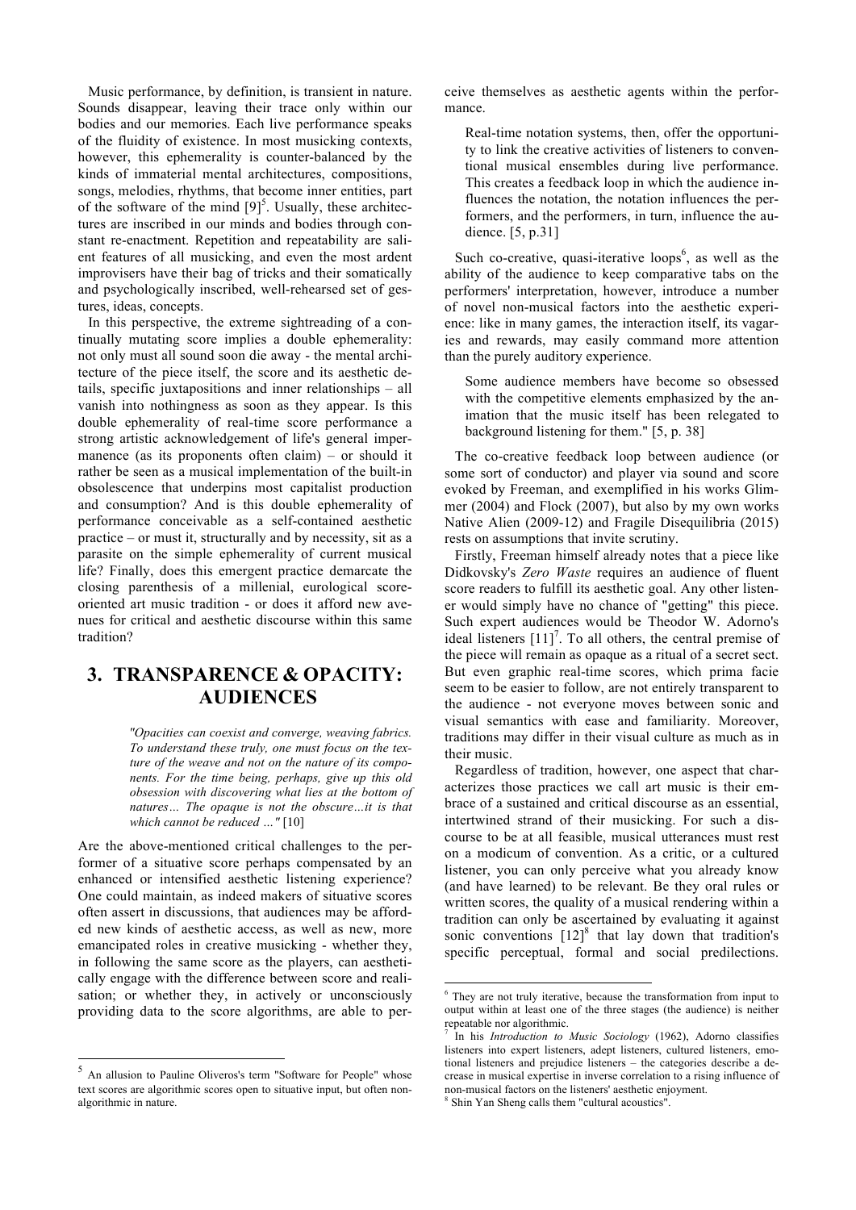Music performance, by definition, is transient in nature. Sounds disappear, leaving their trace only within our bodies and our memories. Each live performance speaks of the fluidity of existence. In most musicking contexts, however, this ephemerality is counter-balanced by the kinds of immaterial mental architectures, compositions, songs, melodies, rhythms, that become inner entities, part of the software of the mind [9][5]. Usually, these architectures are inscribed in our minds and bodies through constant re-enactment. Repetition and repeatability are salient features of all musicking, and even the most ardent improvisers have their bag of tricks and their somatically and psychologically inscribed, well-rehearsed set of gestures, ideas, concepts.

In this perspective, the extreme sightreading of a continually mutating score implies a double ephemerality: not only must all sound soon die away - the mental architecture of the piece itself, the score and its aesthetic details, specific juxtapositions and inner relationships – all vanish into nothingness as soon as they appear. Is this double ephemerality of real-time score performance a strong artistic acknowledgement of life's general impermanence (as its proponents often claim) – or should it rather be seen as a musical implementation of the built-in obsolescence that underpins most capitalist production and consumption? And is this double ephemerality of performance conceivable as a self-contained aesthetic practice – or must it, structurally and by necessity, sit as a parasite on the simple ephemerality of current musical life? Finally, does this emergent practice demarcate the closing parenthesis of a millenial, eurological score-oriented art music tradition - or does it afford new avenues for critical and aesthetic discourse within this same tradition?

## 3. TRANSPARENCE & OPACITY: AUDIENCES

> *"Opacities can coexist and converge, weaving fabrics. To understand these truly, one must focus on the texture of the weave and not on the nature of its components. For the time being, perhaps, give up this old obsession with discovering what lies at the bottom of natures… The opaque is not the obscure…it is that which cannot be reduced …"* [10]

Are the above-mentioned critical challenges to the performer of a situative score perhaps compensated by an enhanced or intensified aesthetic listening experience? One could maintain, as indeed makers of situative scores often assert in discussions, that audiences may be afforded new kinds of aesthetic access, as well as new, more emancipated roles in creative musicking - whether they, in following the same score as the players, can aesthetically engage with the difference between score and realisation; or whether they, in actively or unconsciously providing data to the score algorithms, are able to perceive themselves as aesthetic agents within the performance.

> Real-time notation systems, then, offer the opportunity to link the creative activities of listeners to conventional musical ensembles during live performance. This creates a feedback loop in which the audience influences the notation, the notation influences the performers, and the performers, in turn, influence the audience. [5, p.31]

Such co-creative, quasi-iterative loops[6], as well as the ability of the audience to keep comparative tabs on the performers' interpretation, however, introduce a number of novel non-musical factors into the aesthetic experience: like in many games, the interaction itself, its vagaries and rewards, may easily command more attention than the purely auditory experience.

> Some audience members have become so obsessed with the competitive elements emphasized by the animation that the music itself has been relegated to background listening for them." [5, p. 38]

The co-creative feedback loop between audience (or some sort of conductor) and player via sound and score evoked by Freeman, and exemplified in his works Glimmer (2004) and Flock (2007), but also by my own works Native Alien (2009-12) and Fragile Disequilibria (2015) rests on assumptions that invite scrutiny.

Firstly, Freeman himself already notes that a piece like Didkovsky's *Zero Waste* requires an audience of fluent score readers to fulfill its aesthetic goal. Any other listener would simply have no chance of "getting" this piece. Such expert audiences would be Theodor W. Adorno's ideal listeners [11][7]. To all others, the central premise of the piece will remain as opaque as a ritual of a secret sect. But even graphic real-time scores, which prima facie seem to be easier to follow, are not entirely transparent to the audience - not everyone moves between sonic and visual semantics with ease and familiarity. Moreover, traditions may differ in their visual culture as much as in their music.

Regardless of tradition, however, one aspect that characterizes those practices we call art music is their embrace of a sustained and critical discourse as an essential, intertwined strand of their musicking. For such a discourse to be at all feasible, musical utterances must rest on a modicum of convention. As a critic, or a cultured listener, you can only perceive what you already know (and have learned) to be relevant. Be they oral rules or written scores, the quality of a musical rendering within a tradition can only be ascertained by evaluating it against sonic conventions [12][8] that lay down that tradition's specific perceptual, formal and social predilections.

---

[5] An allusion to Pauline Oliveros's term "Software for People" whose text scores are algorithmic scores open to situative input, but often non-algorithmic in nature.

[6] They are not truly iterative, because the transformation from input to output within at least one of the three stages (the audience) is neither repeatable nor algorithmic.

[7] In his *Introduction to Music Sociology* (1962), Adorno classifies listeners into expert listeners, adept listeners, cultured listeners, emotional listeners and prejudice listeners – the categories describe a decrease in musical expertise in inverse correlation to a rising influence of non-musical factors on the listeners' aesthetic enjoyment.

[8] Shin Yan Sheng calls them "cultural acoustics".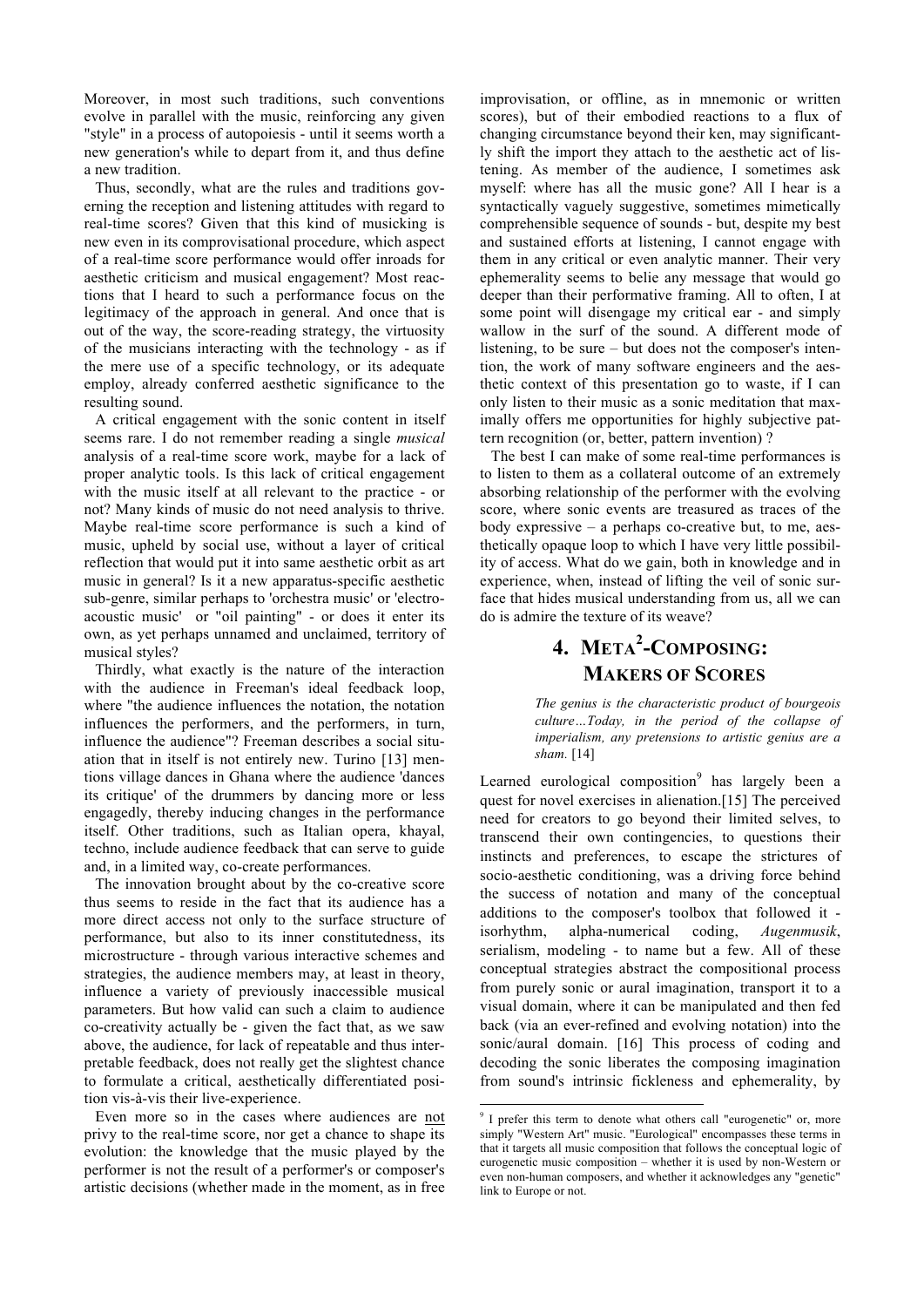Moreover, in most such traditions, such conventions evolve in parallel with the music, reinforcing any given "style" in a process of autopoiesis - until it seems worth a new generation's while to depart from it, and thus define a new tradition.

Thus, secondly, what are the rules and traditions governing the reception and listening attitudes with regard to real-time scores? Given that this kind of musicking is new even in its comprovisational procedure, which aspect of a real-time score performance would offer inroads for aesthetic criticism and musical engagement? Most reactions that I heard to such a performance focus on the legitimacy of the approach in general. And once that is out of the way, the score-reading strategy, the virtuosity of the musicians interacting with the technology - as if the mere use of a specific technology, or its adequate employ, already conferred aesthetic significance to the resulting sound.

A critical engagement with the sonic content in itself seems rare. I do not remember reading a single *musical* analysis of a real-time score work, maybe for a lack of proper analytic tools. Is this lack of critical engagement with the music itself at all relevant to the practice - or not? Many kinds of music do not need analysis to thrive. Maybe real-time score performance is such a kind of music, upheld by social use, without a layer of critical reflection that would put it into same aesthetic orbit as art music in general? Is it a new apparatus-specific aesthetic sub-genre, similar perhaps to 'orchestra music' or 'electro-acoustic music' or "oil painting" - or does it enter its own, as yet perhaps unnamed and unclaimed, territory of musical styles?

Thirdly, what exactly is the nature of the interaction with the audience in Freeman's ideal feedback loop, where "the audience influences the notation, the notation influences the performers, and the performers, in turn, influence the audience"? Freeman describes a social situation that in itself is not entirely new. Turino [13] mentions village dances in Ghana where the audience 'dances its critique' of the drummers by dancing more or less engagedly, thereby inducing changes in the performance itself. Other traditions, such as Italian opera, khayal, techno, include audience feedback that can serve to guide and, in a limited way, co-create performances.

The innovation brought about by the co-creative score thus seems to reside in the fact that its audience has a more direct access not only to the surface structure of performance, but also to its inner constitutedness, its microstructure - through various interactive schemes and strategies, the audience members may, at least in theory, influence a variety of previously inaccessible musical parameters. But how valid can such a claim to audience co-creativity actually be - given the fact that, as we saw above, the audience, for lack of repeatable and thus interpretable feedback, does not really get the slightest chance to formulate a critical, aesthetically differentiated position vis-à-vis their live-experience.

Even more so in the cases where audiences are not privy to the real-time score, nor get a chance to shape its evolution: the knowledge that the music played by the performer is not the result of a performer's or composer's artistic decisions (whether made in the moment, as in free improvisation, or offline, as in mnemonic or written scores), but of their embodied reactions to a flux of changing circumstance beyond their ken, may significantly shift the import they attach to the aesthetic act of listening. As member of the audience, I sometimes ask myself: where has all the music gone? All I hear is a syntactically vaguely suggestive, sometimes mimetically comprehensible sequence of sounds - but, despite my best and sustained efforts at listening, I cannot engage with them in any critical or even analytic manner. Their very ephemerality seems to belie any message that would go deeper than their performative framing. All to often, I at some point will disengage my critical ear - and simply wallow in the surf of the sound. A different mode of listening, to be sure – but does not the composer's intention, the work of many software engineers and the aesthetic context of this presentation go to waste, if I can only listen to their music as a sonic meditation that maximally offers me opportunities for highly subjective pattern recognition (or, better, pattern invention) ?

The best I can make of some real-time performances is to listen to them as a collateral outcome of an extremely absorbing relationship of the performer with the evolving score, where sonic events are treasured as traces of the body expressive – a perhaps co-creative but, to me, aesthetically opaque loop to which I have very little possibility of access. What do we gain, both in knowledge and in experience, when, instead of lifting the veil of sonic surface that hides musical understanding from us, all we can do is admire the texture of its weave?

## 4. META$^2$-COMPOSING: MAKERS OF SCORES

> *The genius is the characteristic product of bourgeois culture…Today, in the period of the collapse of imperialism, any pretensions to artistic genius are a sham.* [14]

Learned eurological composition[9] has largely been a quest for novel exercises in alienation.[15] The perceived need for creators to go beyond their limited selves, to transcend their own contingencies, to questions their instincts and preferences, to escape the strictures of socio-aesthetic conditioning, was a driving force behind the success of notation and many of the conceptual additions to the composer's toolbox that followed it - isorhythm, alpha-numerical coding, *Augenmusik*, serialism, modeling - to name but a few. All of these conceptual strategies abstract the compositional process from purely sonic or aural imagination, transport it to a visual domain, where it can be manipulated and then fed back (via an ever-refined and evolving notation) into the sonic/aural domain. [16] This process of coding and decoding the sonic liberates the composing imagination from sound's intrinsic fickleness and ephemerality, by

[9] I prefer this term to denote what others call "eurogenetic" or, more simply "Western Art" music. "Eurological" encompasses these terms in that it targets all music composition that follows the conceptual logic of eurogenetic music composition – whether it is used by non-Western or even non-human composers, and whether it acknowledges any "genetic" link to Europe or not.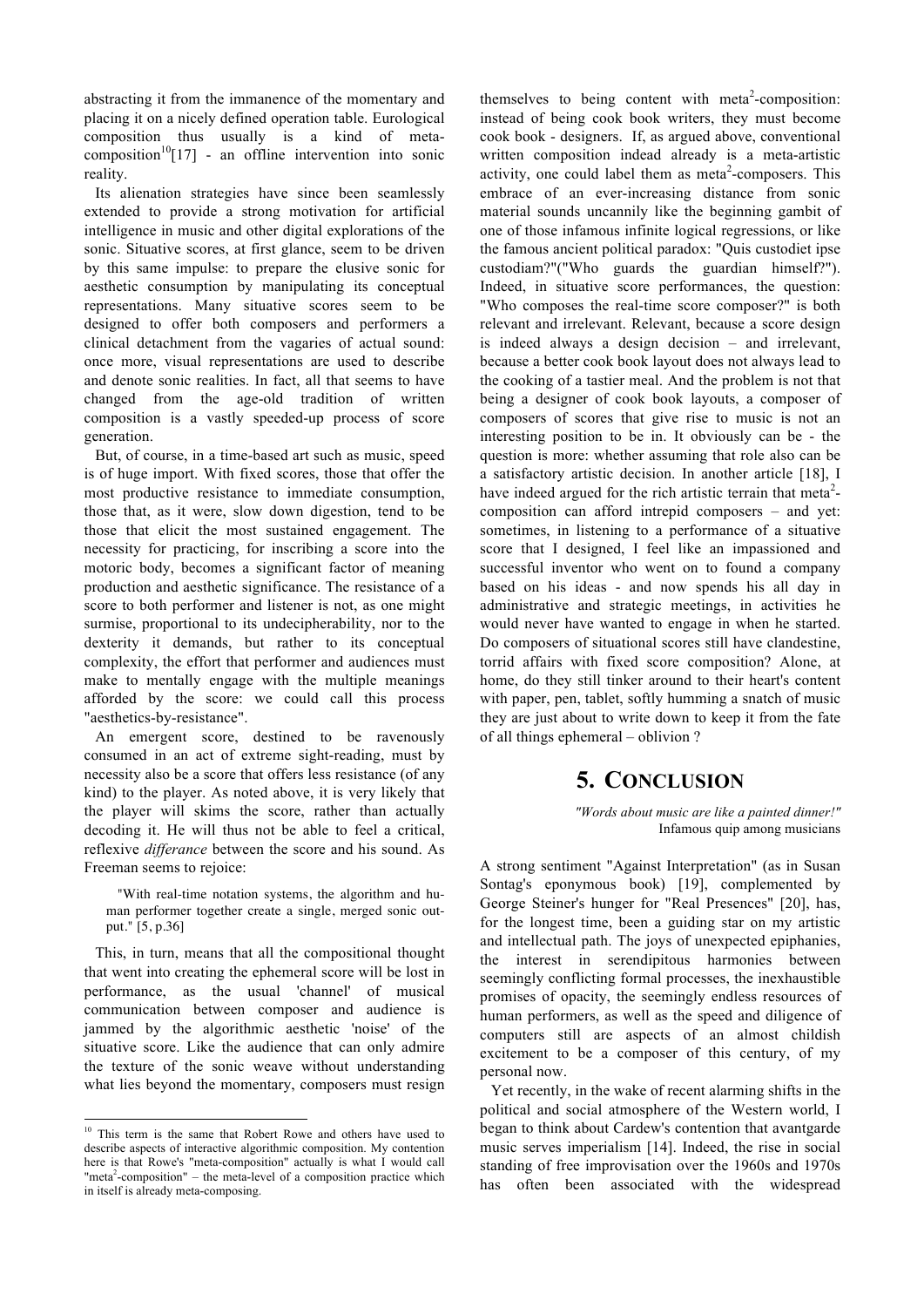abstracting it from the immanence of the momentary and placing it on a nicely defined operation table. Eurological composition thus usually is a kind of meta-composition[10][17] - an offline intervention into sonic reality.

Its alienation strategies have since been seamlessly extended to provide a strong motivation for artificial intelligence in music and other digital explorations of the sonic. Situative scores, at first glance, seem to be driven by this same impulse: to prepare the elusive sonic for aesthetic consumption by manipulating its conceptual representations. Many situative scores seem to be designed to offer both composers and performers a clinical detachment from the vagaries of actual sound: once more, visual representations are used to describe and denote sonic realities. In fact, all that seems to have changed from the age-old tradition of written composition is a vastly speeded-up process of score generation.

But, of course, in a time-based art such as music, speed is of huge import. With fixed scores, those that offer the most productive resistance to immediate consumption, those that, as it were, slow down digestion, tend to be those that elicit the most sustained engagement. The necessity for practicing, for inscribing a score into the motoric body, becomes a significant factor of meaning production and aesthetic significance. The resistance of a score to both performer and listener is not, as one might surmise, proportional to its undecipherability, nor to the dexterity it demands, but rather to its conceptual complexity, the effort that performer and audiences must make to mentally engage with the multiple meanings afforded by the score: we could call this process "aesthetics-by-resistance".

An emergent score, destined to be ravenously consumed in an act of extreme sight-reading, must by necessity also be a score that offers less resistance (of any kind) to the player. As noted above, it is very likely that the player will skims the score, rather than actually decoding it. He will thus not be able to feel a critical, reflexive *differance* between the score and his sound. As Freeman seems to rejoice:

> "With real-time notation systems, the algorithm and human performer together create a single, merged sonic output." [5, p.36]

This, in turn, means that all the compositional thought that went into creating the ephemeral score will be lost in performance, as the usual 'channel' of musical communication between composer and audience is jammed by the algorithmic aesthetic 'noise' of the situative score. Like the audience that can only admire the texture of the sonic weave without understanding what lies beyond the momentary, composers must resign themselves to being content with meta$^2$-composition: instead of being cook book writers, they must become cook book - designers. If, as argued above, conventional written composition indeed already is a meta-artistic activity, one could label them as meta$^2$-composers. This embrace of an ever-increasing distance from sonic material sounds uncannily like the beginning gambit of one of those infamous infinite logical regressions, or like the famous ancient political paradox: "Quis custodiet ipse custodiam?"("Who guards the guardian himself?"). Indeed, in situative score performances, the question: "Who composes the real-time score composer?" is both relevant and irrelevant. Relevant, because a score design is indeed always a design decision – and irrelevant, because a better cook book layout does not always lead to the cooking of a tastier meal. And the problem is not that being a designer of cook book layouts, a composer of composers of scores that give rise to music is not an interesting position to be in. It obviously can be - the question is more: whether assuming that role also can be a satisfactory artistic decision. In another article [18], I have indeed argued for the rich artistic terrain that meta$^2$-composition can afford intrepid composers – and yet: sometimes, in listening to a performance of a situative score that I designed, I feel like an impassioned and successful inventor who went on to found a company based on his ideas - and now spends his all day in administrative and strategic meetings, in activities he would never have wanted to engage in when he started. Do composers of situational scores still have clandestine, torrid affairs with fixed score composition? Alone, at home, do they still tinker around to their heart's content with paper, pen, tablet, softly humming a snatch of music they are just about to write down to keep it from the fate of all things ephemeral – oblivion ?

# 5. CONCLUSION

*"Words about music are like a painted dinner!"*
Infamous quip among musicians

A strong sentiment "Against Interpretation" (as in Susan Sontag's eponymous book) [19], complemented by George Steiner's hunger for "Real Presences" [20], has, for the longest time, been a guiding star on my artistic and intellectual path. The joys of unexpected epiphanies, the interest in serendipitous harmonies between seemingly conflicting formal processes, the inexhaustible promises of opacity, the seemingly endless resources of human performers, as well as the speed and diligence of computers still are aspects of an almost childish excitement to be a composer of this century, of my personal now.

Yet recently, in the wake of recent alarming shifts in the political and social atmosphere of the Western world, I began to think about Cardew's contention that avantgarde music serves imperialism [14]. Indeed, the rise in social standing of free improvisation over the 1960s and 1970s has often been associated with the widespread

[10] This term is the same that Robert Rowe and others have used to describe aspects of interactive algorithmic composition. My contention here is that Rowe's "meta-composition" actually is what I would call "meta$^2$-composition" – the meta-level of a composition practice which in itself is already meta-composing.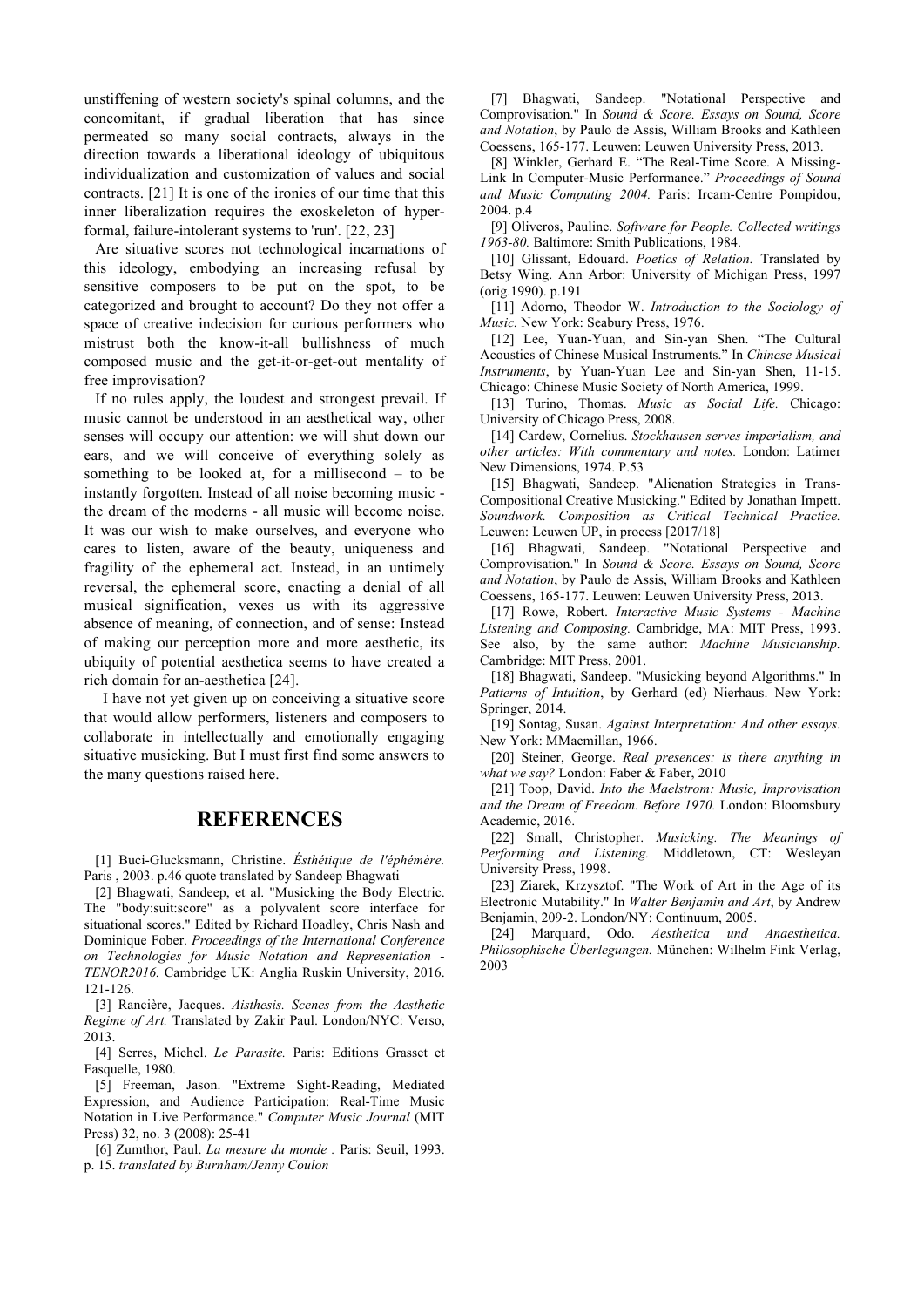unstiffening of western society's spinal columns, and the concomitant, if gradual liberation that has since permeated so many social contracts, always in the direction towards a liberational ideology of ubiquitous individualization and customization of values and social contracts. [21] It is one of the ironies of our time that this inner liberalization requires the exoskeleton of hyper-formal, failure-intolerant systems to 'run'. [22, 23]

Are situative scores not technological incarnations of this ideology, embodying an increasing refusal by sensitive composers to be put on the spot, to be categorized and brought to account? Do they not offer a space of creative indecision for curious performers who mistrust both the know-it-all bullishness of much composed music and the get-it-or-get-out mentality of free improvisation?

If no rules apply, the loudest and strongest prevail. If music cannot be understood in an aesthetical way, other senses will occupy our attention: we will shut down our ears, and we will conceive of everything solely as something to be looked at, for a millisecond – to be instantly forgotten. Instead of all noise becoming music - the dream of the moderns - all music will become noise. It was our wish to make ourselves, and everyone who cares to listen, aware of the beauty, uniqueness and fragility of the ephemeral act. Instead, in an untimely reversal, the ephemeral score, enacting a denial of all musical signification, vexes us with its aggressive absence of meaning, of connection, and of sense: Instead of making our perception more and more aesthetic, its ubiquity of potential aesthetica seems to have created a rich domain for an-aesthetica [24].

I have not yet given up on conceiving a situative score that would allow performers, listeners and composers to collaborate in intellectually and emotionally engaging situative musicking. But I must first find some answers to the many questions raised here.

## REFERENCES

[1] Buci-Glucksmann, Christine. *Ésthétique de l'éphémère.* Paris , 2003. p.46 quote translated by Sandeep Bhagwati

[2] Bhagwati, Sandeep, et al. "Musicking the Body Electric. The "body:suit:score" as a polyvalent score interface for situational scores." Edited by Richard Hoadley, Chris Nash and Dominique Fober. *Proceedings of the International Conference on Technologies for Music Notation and Representation - TENOR2016.* Cambridge UK: Anglia Ruskin University, 2016. 121-126.

[3] Rancière, Jacques. *Aisthesis. Scenes from the Aesthetic Regime of Art.* Translated by Zakir Paul. London/NYC: Verso, 2013.

[4] Serres, Michel. *Le Parasite.* Paris: Editions Grasset et Fasquelle, 1980.

[5] Freeman, Jason. "Extreme Sight-Reading, Mediated Expression, and Audience Participation: Real-Time Music Notation in Live Performance." *Computer Music Journal* (MIT Press) 32, no. 3 (2008): 25-41

[6] Zumthor, Paul. *La mesure du monde .* Paris: Seuil, 1993. p. 15. *translated by Burnham/Jenny Coulon*

[7] Bhagwati, Sandeep. "Notational Perspective and Comprovisation." In *Sound & Score. Essays on Sound, Score and Notation*, by Paulo de Assis, William Brooks and Kathleen Coessens, 165-177. Leuwen: Leuwen University Press, 2013.

[8] Winkler, Gerhard E. "The Real-Time Score. A Missing-Link In Computer-Music Performance." *Proceedings of Sound and Music Computing 2004.* Paris: Ircam-Centre Pompidou, 2004. p.4

[9] Oliveros, Pauline. *Software for People. Collected writings 1963-80.* Baltimore: Smith Publications, 1984.

[10] Glissant, Edouard. *Poetics of Relation.* Translated by Betsy Wing. Ann Arbor: University of Michigan Press, 1997 (orig.1990). p.191

[11] Adorno, Theodor W. *Introduction to the Sociology of Music.* New York: Seabury Press, 1976.

[12] Lee, Yuan-Yuan, and Sin-yan Shen. "The Cultural Acoustics of Chinese Musical Instruments." In *Chinese Musical Instruments*, by Yuan-Yuan Lee and Sin-yan Shen, 11-15. Chicago: Chinese Music Society of North America, 1999.

[13] Turino, Thomas. *Music as Social Life.* Chicago: University of Chicago Press, 2008.

[14] Cardew, Cornelius. *Stockhausen serves imperialism, and other articles: With commentary and notes.* London: Latimer New Dimensions, 1974. P.53

[15] Bhagwati, Sandeep. "Alienation Strategies in Trans-Compositional Creative Musicking." Edited by Jonathan Impett. *Soundwork. Composition as Critical Technical Practice.* Leuwen: Leuwen UP, in process [2017/18]

[16] Bhagwati, Sandeep. "Notational Perspective and Comprovisation." In *Sound & Score. Essays on Sound, Score and Notation*, by Paulo de Assis, William Brooks and Kathleen Coessens, 165-177. Leuwen: Leuwen University Press, 2013.

[17] Rowe, Robert. *Interactive Music Systems - Machine Listening and Composing.* Cambridge, MA: MIT Press, 1993. See also, by the same author: *Machine Musicianship.* Cambridge: MIT Press, 2001.

[18] Bhagwati, Sandeep. "Musicking beyond Algorithms." In *Patterns of Intuition*, by Gerhard (ed) Nierhaus. New York: Springer, 2014.

[19] Sontag, Susan. *Against Interpretation: And other essays.* New York: MMacmillan, 1966.

[20] Steiner, George. *Real presences: is there anything in what we say?* London: Faber & Faber, 2010

[21] Toop, David. *Into the Maelstrom: Music, Improvisation and the Dream of Freedom. Before 1970.* London: Bloomsbury Academic, 2016.

[22] Small, Christopher. *Musicking. The Meanings of Performing and Listening.* Middletown, CT: Wesleyan University Press, 1998.

[23] Ziarek, Krzysztof. "The Work of Art in the Age of its Electronic Mutability." In *Walter Benjamin and Art*, by Andrew Benjamin, 209-2. London/NY: Continuum, 2005.

[24] Marquard, Odo. *Aesthetica und Anaesthetica. Philosophische Überlegungen.* München: Wilhelm Fink Verlag, 2003